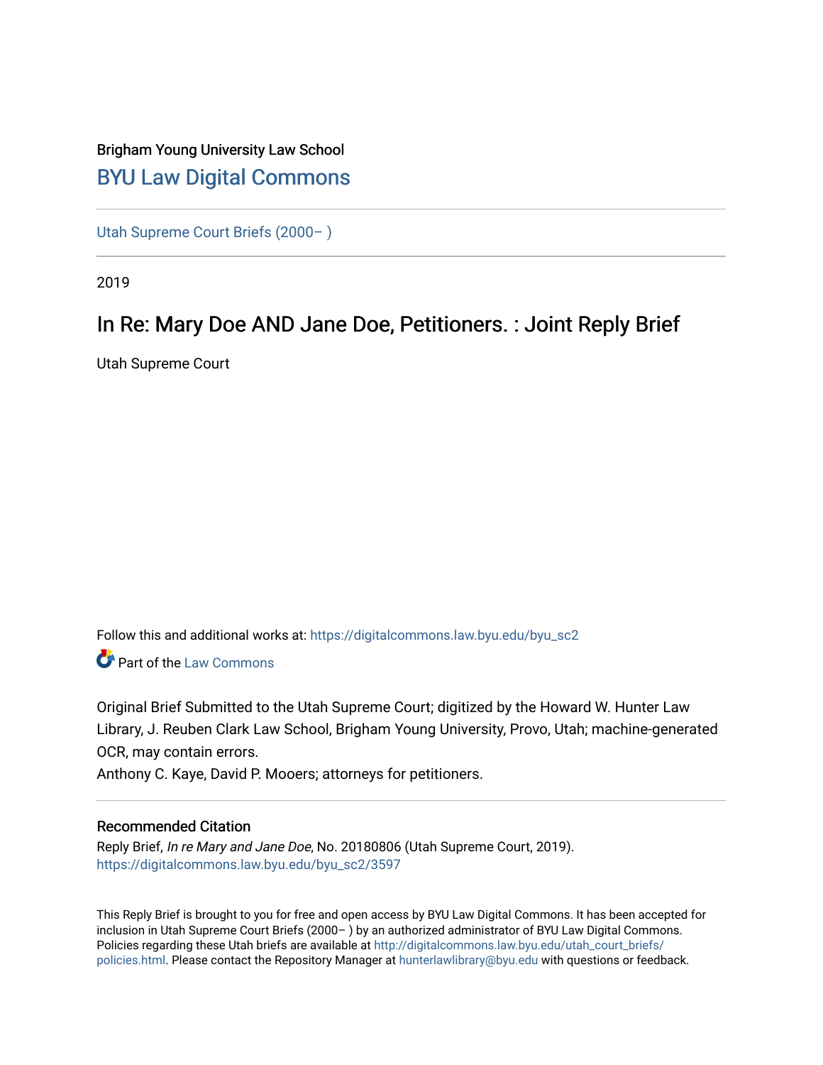Brigham Young University Law School

## BYU Law Digital Commons

Utah Supreme Court Briefs (2000– )

2019

# In Re: Mary Doe AND Jane Doe, Petitioners. : Joint Reply Brief

Utah Supreme Court

Follow this and additional works at: https://digitalcommons.law.byu.edu/byu_sc2

Part of the Law Commons

Original Brief Submitted to the Utah Supreme Court; digitized by the Howard W. Hunter Law Library, J. Reuben Clark Law School, Brigham Young University, Provo, Utah; machine-generated OCR, may contain errors.

Anthony C. Kaye, David P. Mooers; attorneys for petitioners.

### Recommended Citation

Reply Brief, *In re Mary and Jane Doe*, No. 20180806 (Utah Supreme Court, 2019).
https://digitalcommons.law.byu.edu/byu_sc2/3597

This Reply Brief is brought to you for free and open access by BYU Law Digital Commons. It has been accepted for inclusion in Utah Supreme Court Briefs (2000– ) by an authorized administrator of BYU Law Digital Commons. Policies regarding these Utah briefs are available at http://digitalcommons.law.byu.edu/utah_court_briefs/policies.html. Please contact the Repository Manager at hunterlawlibrary@byu.edu with questions or feedback.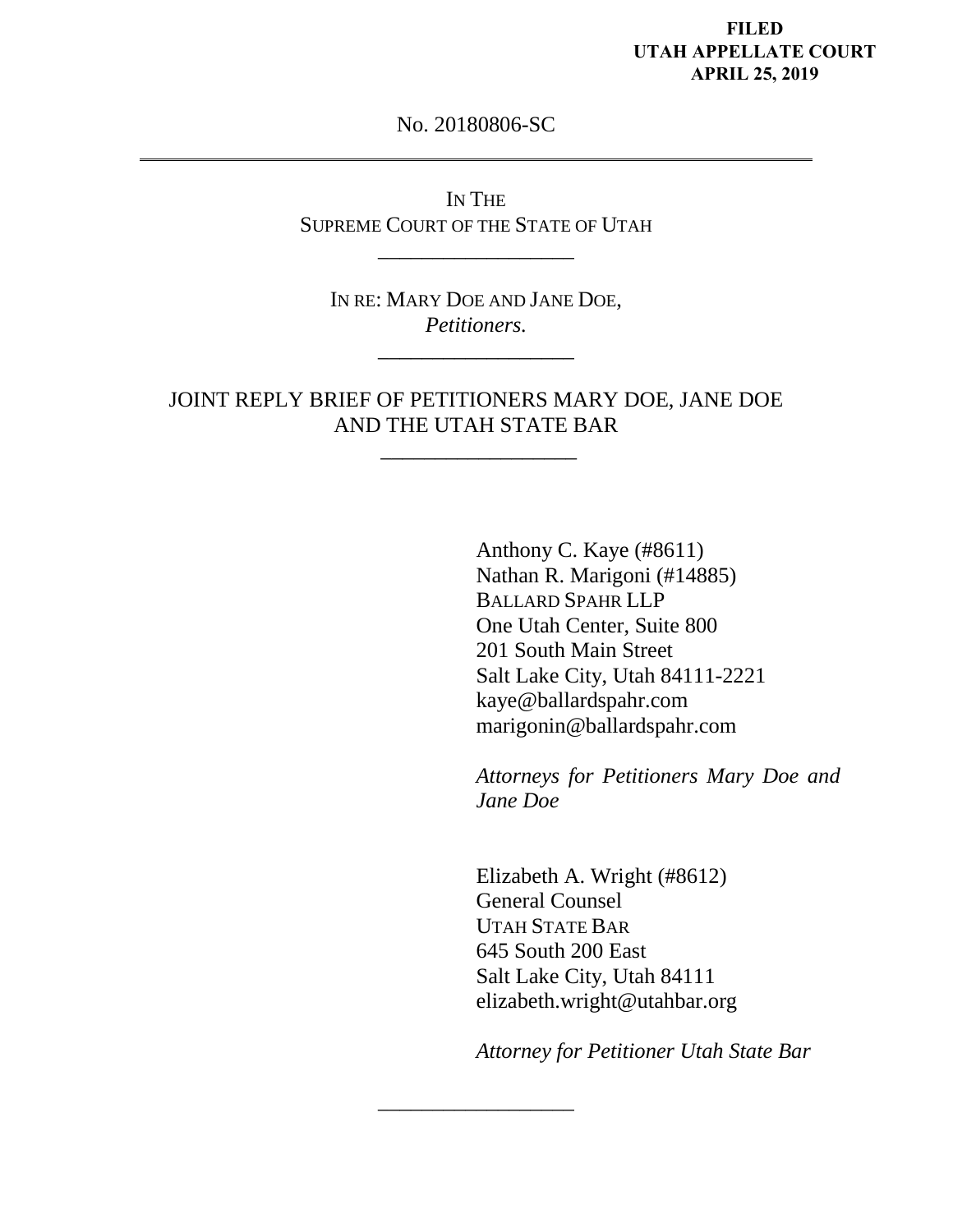**FILED**
**UTAH APPELLATE COURT**
**APRIL 25, 2019**

No. 20180806-SC

---

IN THE
SUPREME COURT OF THE STATE OF UTAH

---

IN RE: MARY DOE AND JANE DOE,
*Petitioners.*

---

JOINT REPLY BRIEF OF PETITIONERS MARY DOE, JANE DOE AND THE UTAH STATE BAR

---

Anthony C. Kaye (#8611)
Nathan R. Marigoni (#14885)
BALLARD SPAHR LLP
One Utah Center, Suite 800
201 South Main Street
Salt Lake City, Utah 84111-2221
kaye@ballardspahr.com
marigonin@ballardspahr.com

*Attorneys for Petitioners Mary Doe and Jane Doe*

Elizabeth A. Wright (#8612)
General Counsel
UTAH STATE BAR
645 South 200 East
Salt Lake City, Utah 84111
elizabeth.wright@utahbar.org

*Attorney for Petitioner Utah State Bar*

---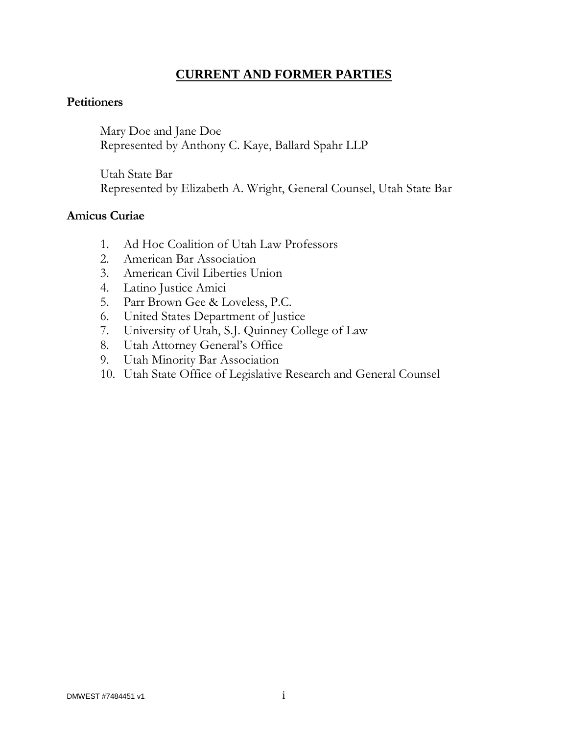# CURRENT AND FORMER PARTIES

**Petitioners**

Mary Doe and Jane Doe
Represented by Anthony C. Kaye, Ballard Spahr LLP

Utah State Bar
Represented by Elizabeth A. Wright, General Counsel, Utah State Bar

**Amicus Curiae**

1. Ad Hoc Coalition of Utah Law Professors
2. American Bar Association
3. American Civil Liberties Union
4. Latino Justice Amici
5. Parr Brown Gee & Loveless, P.C.
6. United States Department of Justice
7. University of Utah, S.J. Quinney College of Law
8. Utah Attorney General's Office
9. Utah Minority Bar Association
10. Utah State Office of Legislative Research and General Counsel

DMWEST #7484451 v1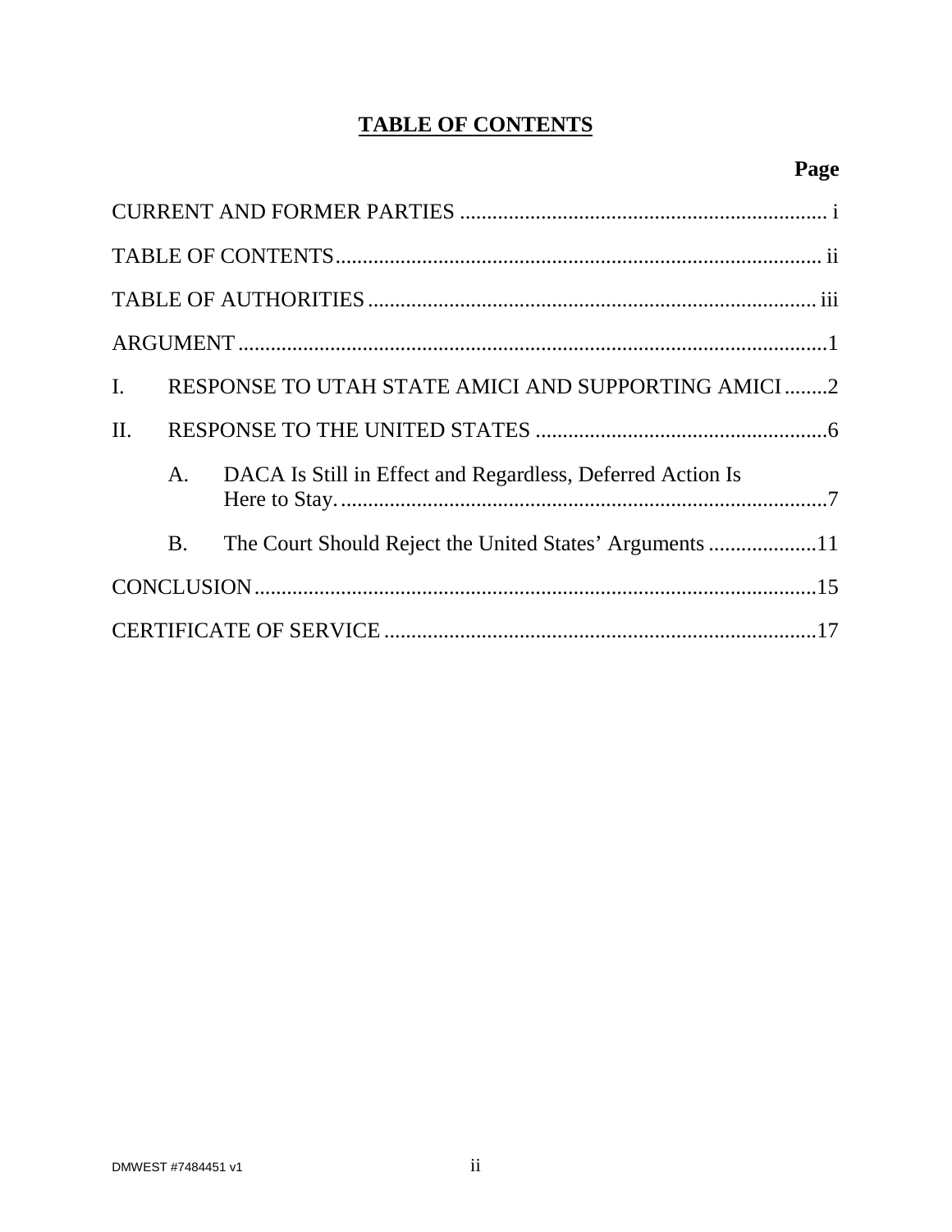# TABLE OF CONTENTS

| | Page |
|---|---|
| CURRENT AND FORMER PARTIES | i |
| TABLE OF CONTENTS | ii |
| TABLE OF AUTHORITIES | iii |
| ARGUMENT | 1 |
| I. RESPONSE TO UTAH STATE AMICI AND SUPPORTING AMICI | 2 |
| II. RESPONSE TO THE UNITED STATES | 6 |
| A. DACA Is Still in Effect and Regardless, Deferred Action Is Here to Stay. | 7 |
| B. The Court Should Reject the United States' Arguments | 11 |
| CONCLUSION | 15 |
| CERTIFICATE OF SERVICE | 17 |

DMWEST #7484451 v1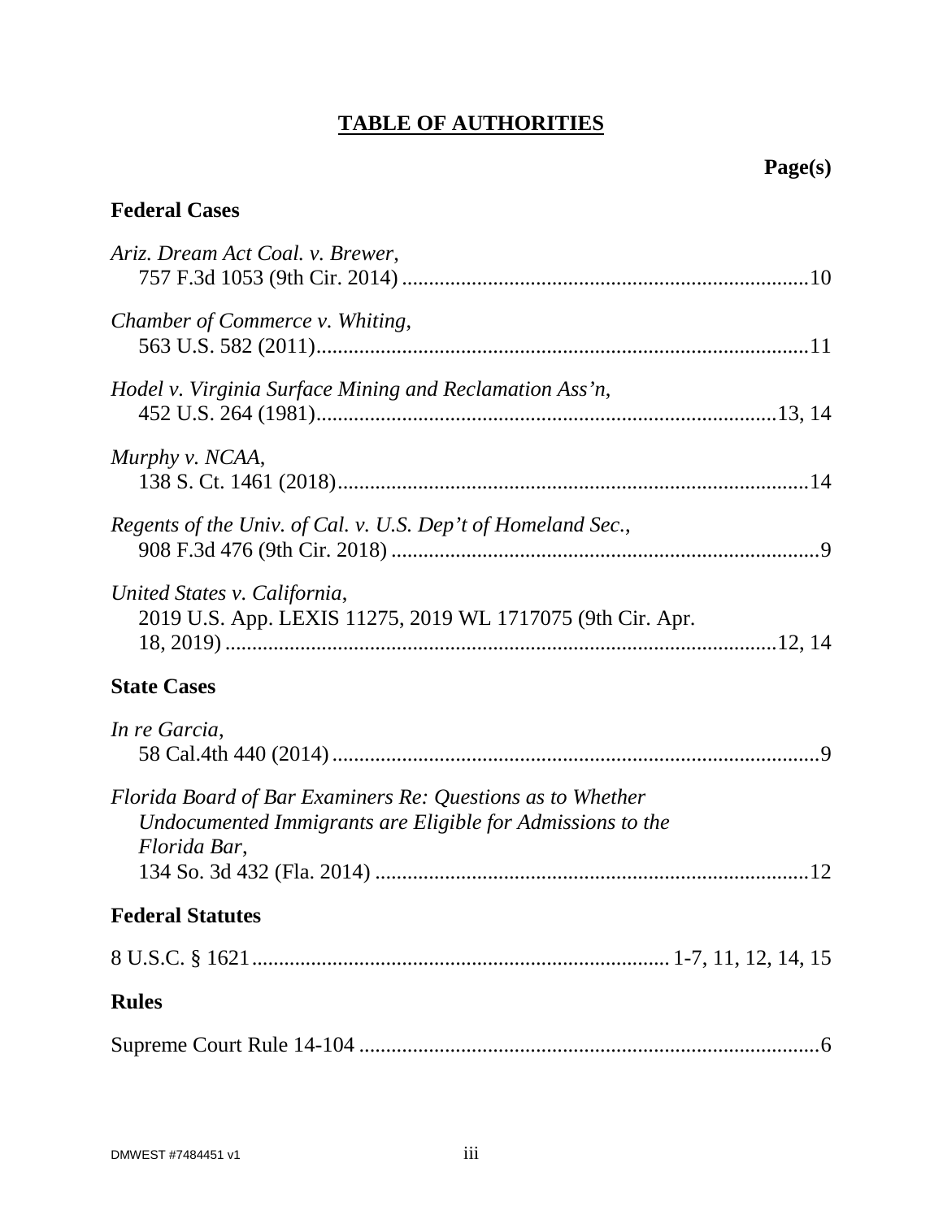# TABLE OF AUTHORITIES

| | Page(s) |
|---|---|
| **Federal Cases** | |
| *Ariz. Dream Act Coal. v. Brewer*, 757 F.3d 1053 (9th Cir. 2014) | 10 |
| *Chamber of Commerce v. Whiting*, 563 U.S. 582 (2011) | 11 |
| *Hodel v. Virginia Surface Mining and Reclamation Ass'n*, 452 U.S. 264 (1981) | 13, 14 |
| *Murphy v. NCAA*, 138 S. Ct. 1461 (2018) | 14 |
| *Regents of the Univ. of Cal. v. U.S. Dep't of Homeland Sec.*, 908 F.3d 476 (9th Cir. 2018) | 9 |
| *United States v. California*, 2019 U.S. App. LEXIS 11275, 2019 WL 1717075 (9th Cir. Apr. 18, 2019) | 12, 14 |
| **State Cases** | |
| *In re Garcia*, 58 Cal.4th 440 (2014) | 9 |
| *Florida Board of Bar Examiners Re: Questions as to Whether Undocumented Immigrants are Eligible for Admissions to the Florida Bar*, 134 So. 3d 432 (Fla. 2014) | 12 |
| **Federal Statutes** | |
| 8 U.S.C. § 1621 | 1-7, 11, 12, 14, 15 |
| **Rules** | |
| Supreme Court Rule 14-104 | 6 |

DMWEST #7484451 v1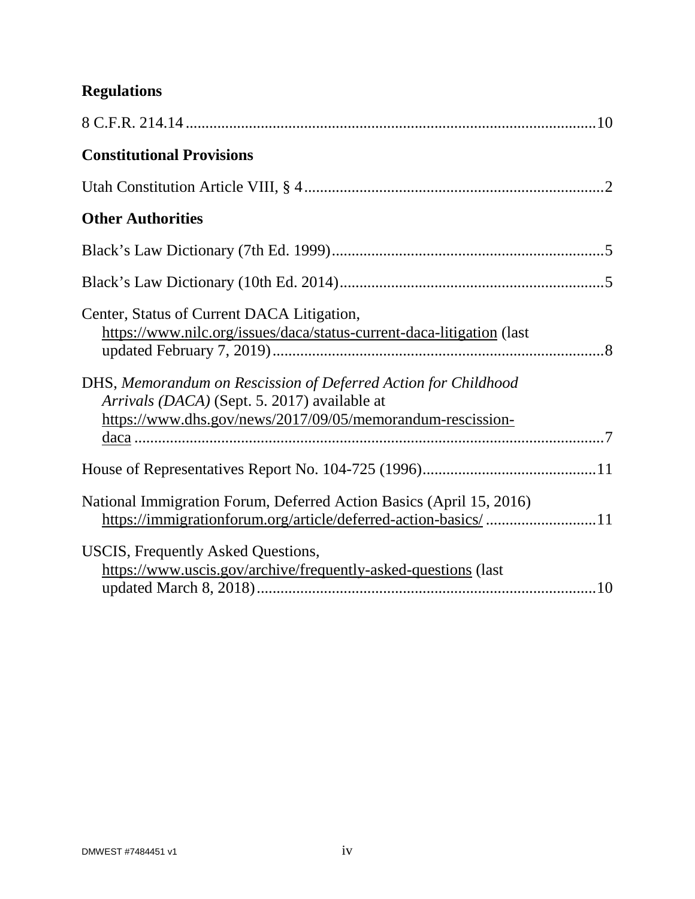**Regulations**

8 C.F.R. 214.14 ........................................................................................................10

**Constitutional Provisions**

Utah Constitution Article VIII, § 4 ...........................................................................2

**Other Authorities**

Black's Law Dictionary (7th Ed. 1999) .....................................................................5

Black's Law Dictionary (10th Ed. 2014) ...................................................................5

Center, Status of Current DACA Litigation,
https://www.nilc.org/issues/daca/status-current-daca-litigation (last updated February 7, 2019) ....................................................................................8

DHS, *Memorandum on Rescission of Deferred Action for Childhood Arrivals (DACA)* (Sept. 5. 2017) available at https://www.dhs.gov/news/2017/09/05/memorandum-rescission-daca ........................................................................................................7

House of Representatives Report No. 104-725 (1996) ............................................11

National Immigration Forum, Deferred Action Basics (April 15, 2016)
https://immigrationforum.org/article/deferred-action-basics/ ............................11

USCIS, Frequently Asked Questions,
https://www.uscis.gov/archive/frequently-asked-questions (last updated March 8, 2018) ......................................................................................10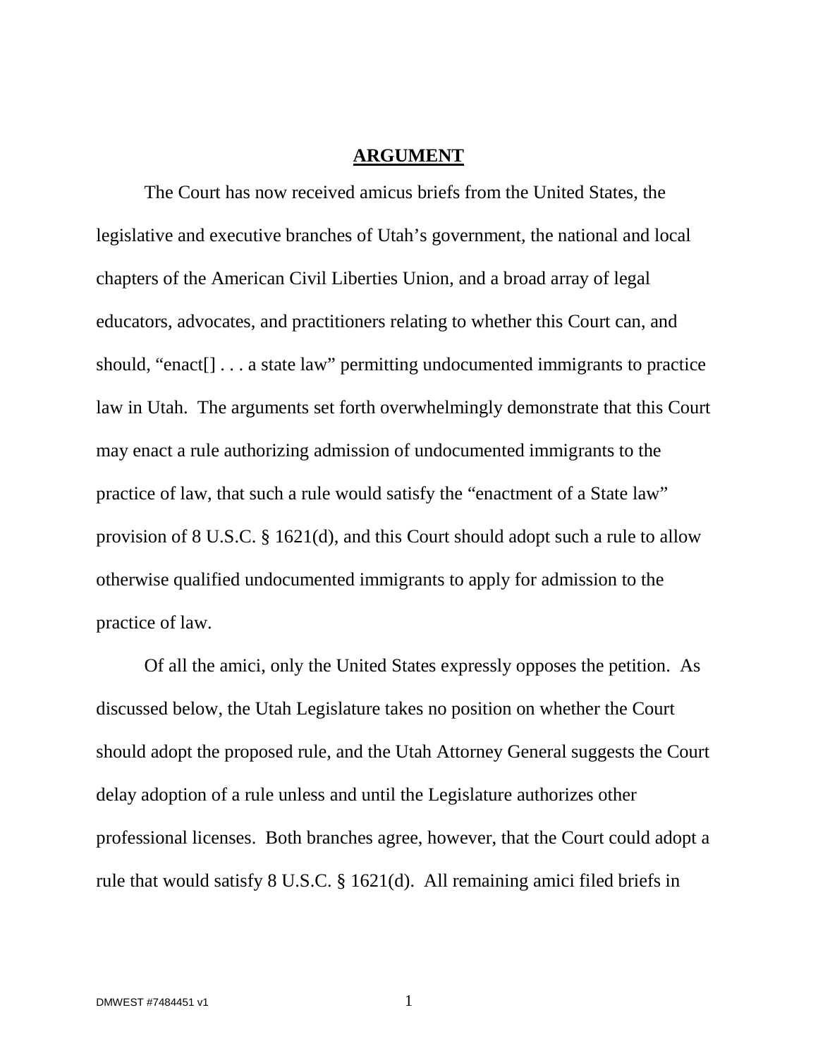## ARGUMENT

The Court has now received amicus briefs from the United States, the legislative and executive branches of Utah's government, the national and local chapters of the American Civil Liberties Union, and a broad array of legal educators, advocates, and practitioners relating to whether this Court can, and should, "enact[] . . . a state law" permitting undocumented immigrants to practice law in Utah. The arguments set forth overwhelmingly demonstrate that this Court may enact a rule authorizing admission of undocumented immigrants to the practice of law, that such a rule would satisfy the "enactment of a State law" provision of 8 U.S.C. § 1621(d), and this Court should adopt such a rule to allow otherwise qualified undocumented immigrants to apply for admission to the practice of law.

Of all the amici, only the United States expressly opposes the petition. As discussed below, the Utah Legislature takes no position on whether the Court should adopt the proposed rule, and the Utah Attorney General suggests the Court delay adoption of a rule unless and until the Legislature authorizes other professional licenses. Both branches agree, however, that the Court could adopt a rule that would satisfy 8 U.S.C. § 1621(d). All remaining amici filed briefs in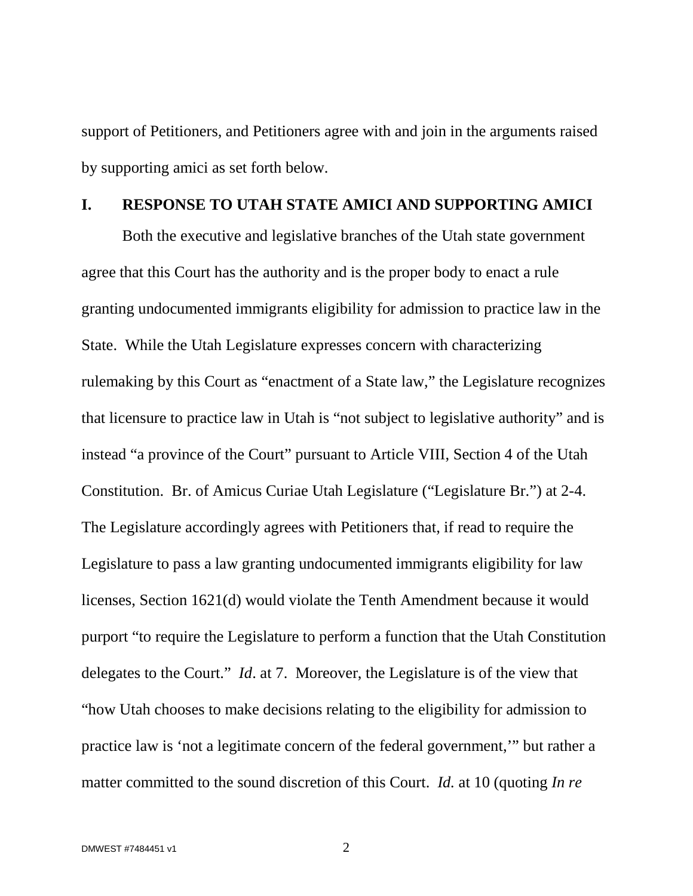support of Petitioners, and Petitioners agree with and join in the arguments raised by supporting amici as set forth below.

## I. RESPONSE TO UTAH STATE AMICI AND SUPPORTING AMICI

Both the executive and legislative branches of the Utah state government agree that this Court has the authority and is the proper body to enact a rule granting undocumented immigrants eligibility for admission to practice law in the State. While the Utah Legislature expresses concern with characterizing rulemaking by this Court as "enactment of a State law," the Legislature recognizes that licensure to practice law in Utah is "not subject to legislative authority" and is instead "a province of the Court" pursuant to Article VIII, Section 4 of the Utah Constitution. Br. of Amicus Curiae Utah Legislature ("Legislature Br.") at 2-4. The Legislature accordingly agrees with Petitioners that, if read to require the Legislature to pass a law granting undocumented immigrants eligibility for law licenses, Section 1621(d) would violate the Tenth Amendment because it would purport "to require the Legislature to perform a function that the Utah Constitution delegates to the Court." *Id*. at 7. Moreover, the Legislature is of the view that "how Utah chooses to make decisions relating to the eligibility for admission to practice law is 'not a legitimate concern of the federal government,'" but rather a matter committed to the sound discretion of this Court. *Id.* at 10 (quoting *In re*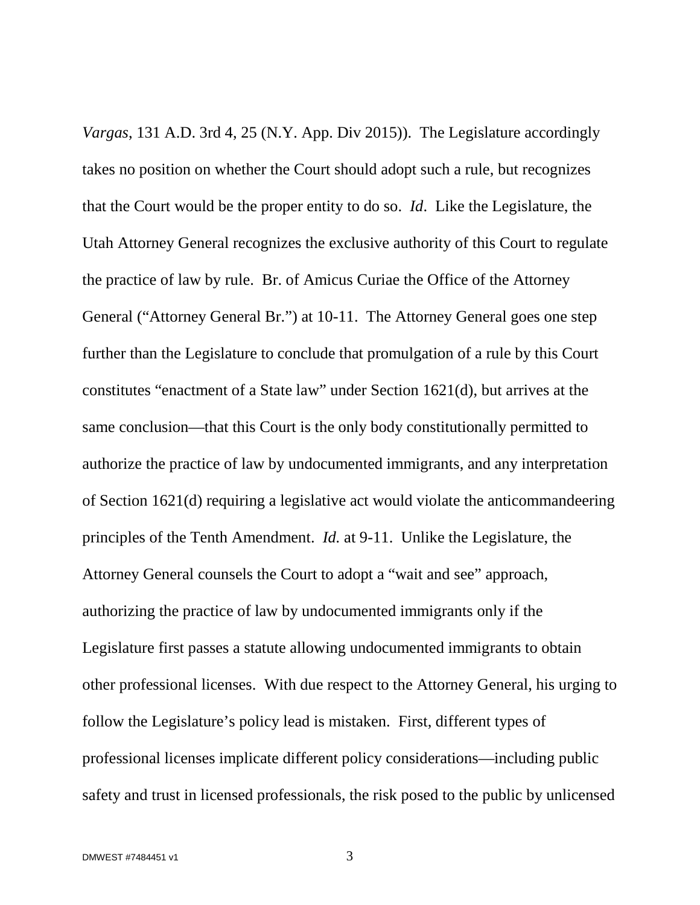*Vargas*, 131 A.D. 3rd 4, 25 (N.Y. App. Div 2015)). The Legislature accordingly takes no position on whether the Court should adopt such a rule, but recognizes that the Court would be the proper entity to do so. *Id*. Like the Legislature, the Utah Attorney General recognizes the exclusive authority of this Court to regulate the practice of law by rule. Br. of Amicus Curiae the Office of the Attorney General ("Attorney General Br.") at 10-11. The Attorney General goes one step further than the Legislature to conclude that promulgation of a rule by this Court constitutes "enactment of a State law" under Section 1621(d), but arrives at the same conclusion—that this Court is the only body constitutionally permitted to authorize the practice of law by undocumented immigrants, and any interpretation of Section 1621(d) requiring a legislative act would violate the anticommandeering principles of the Tenth Amendment. *Id.* at 9-11. Unlike the Legislature, the Attorney General counsels the Court to adopt a "wait and see" approach, authorizing the practice of law by undocumented immigrants only if the Legislature first passes a statute allowing undocumented immigrants to obtain other professional licenses. With due respect to the Attorney General, his urging to follow the Legislature's policy lead is mistaken. First, different types of professional licenses implicate different policy considerations—including public safety and trust in licensed professionals, the risk posed to the public by unlicensed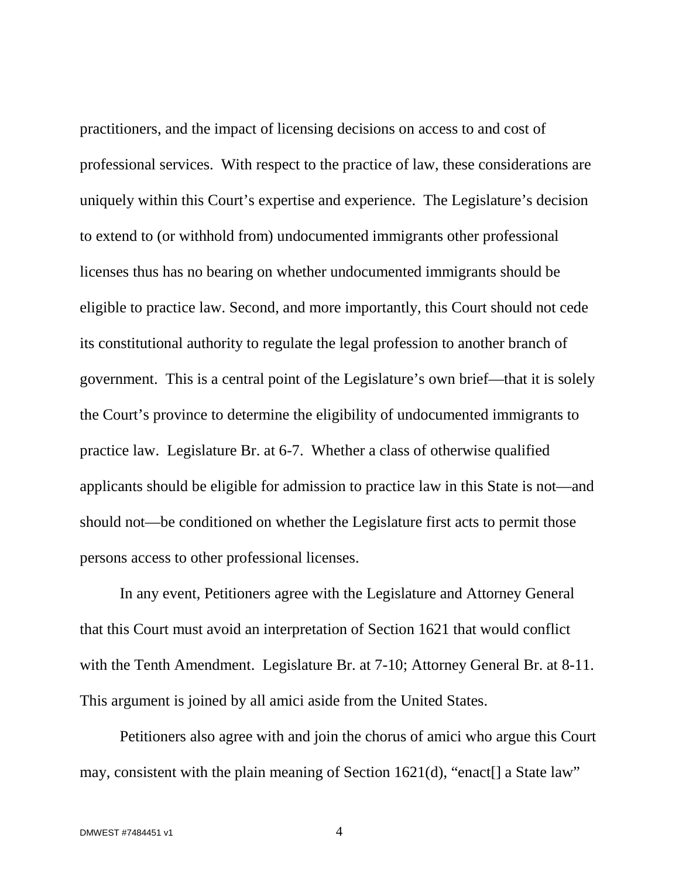practitioners, and the impact of licensing decisions on access to and cost of professional services. With respect to the practice of law, these considerations are uniquely within this Court's expertise and experience. The Legislature's decision to extend to (or withhold from) undocumented immigrants other professional licenses thus has no bearing on whether undocumented immigrants should be eligible to practice law. Second, and more importantly, this Court should not cede its constitutional authority to regulate the legal profession to another branch of government. This is a central point of the Legislature's own brief—that it is solely the Court's province to determine the eligibility of undocumented immigrants to practice law. Legislature Br. at 6-7. Whether a class of otherwise qualified applicants should be eligible for admission to practice law in this State is not—and should not—be conditioned on whether the Legislature first acts to permit those persons access to other professional licenses.

In any event, Petitioners agree with the Legislature and Attorney General that this Court must avoid an interpretation of Section 1621 that would conflict with the Tenth Amendment. Legislature Br. at 7-10; Attorney General Br. at 8-11. This argument is joined by all amici aside from the United States.

Petitioners also agree with and join the chorus of amici who argue this Court may, consistent with the plain meaning of Section 1621(d), "enact[] a State law"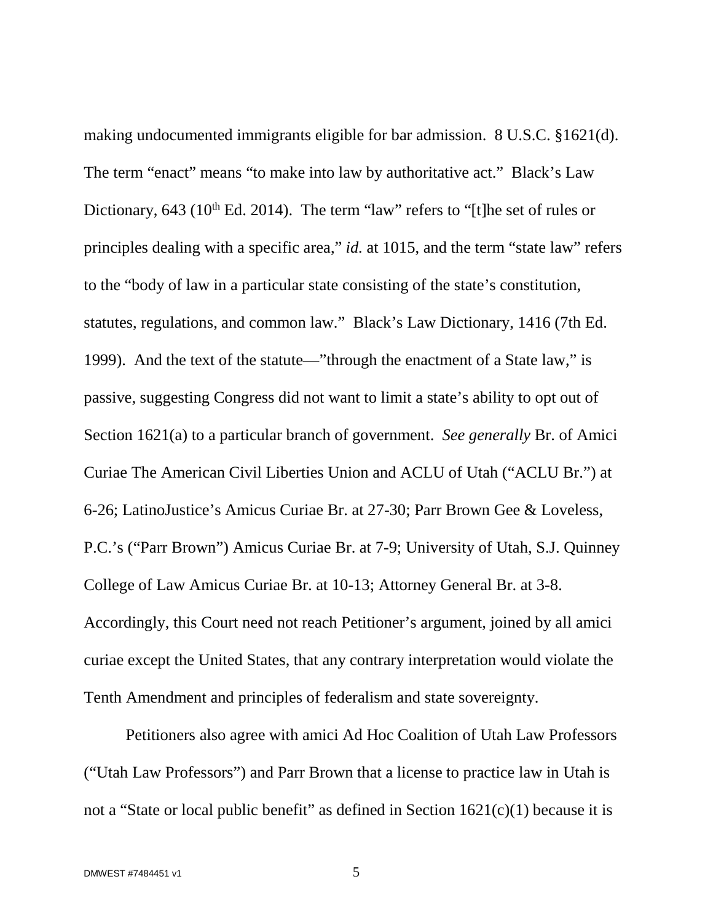making undocumented immigrants eligible for bar admission. 8 U.S.C. §1621(d). The term "enact" means "to make into law by authoritative act." Black's Law Dictionary, 643 (10th Ed. 2014). The term "law" refers to "[t]he set of rules or principles dealing with a specific area," *id.* at 1015, and the term "state law" refers to the "body of law in a particular state consisting of the state's constitution, statutes, regulations, and common law." Black's Law Dictionary, 1416 (7th Ed. 1999). And the text of the statute—"through the enactment of a State law," is passive, suggesting Congress did not want to limit a state's ability to opt out of Section 1621(a) to a particular branch of government. *See generally* Br. of Amici Curiae The American Civil Liberties Union and ACLU of Utah ("ACLU Br.") at 6-26; LatinoJustice's Amicus Curiae Br. at 27-30; Parr Brown Gee & Loveless, P.C.'s ("Parr Brown") Amicus Curiae Br. at 7-9; University of Utah, S.J. Quinney College of Law Amicus Curiae Br. at 10-13; Attorney General Br. at 3-8. Accordingly, this Court need not reach Petitioner's argument, joined by all amici curiae except the United States, that any contrary interpretation would violate the Tenth Amendment and principles of federalism and state sovereignty.

Petitioners also agree with amici Ad Hoc Coalition of Utah Law Professors ("Utah Law Professors") and Parr Brown that a license to practice law in Utah is not a "State or local public benefit" as defined in Section 1621(c)(1) because it is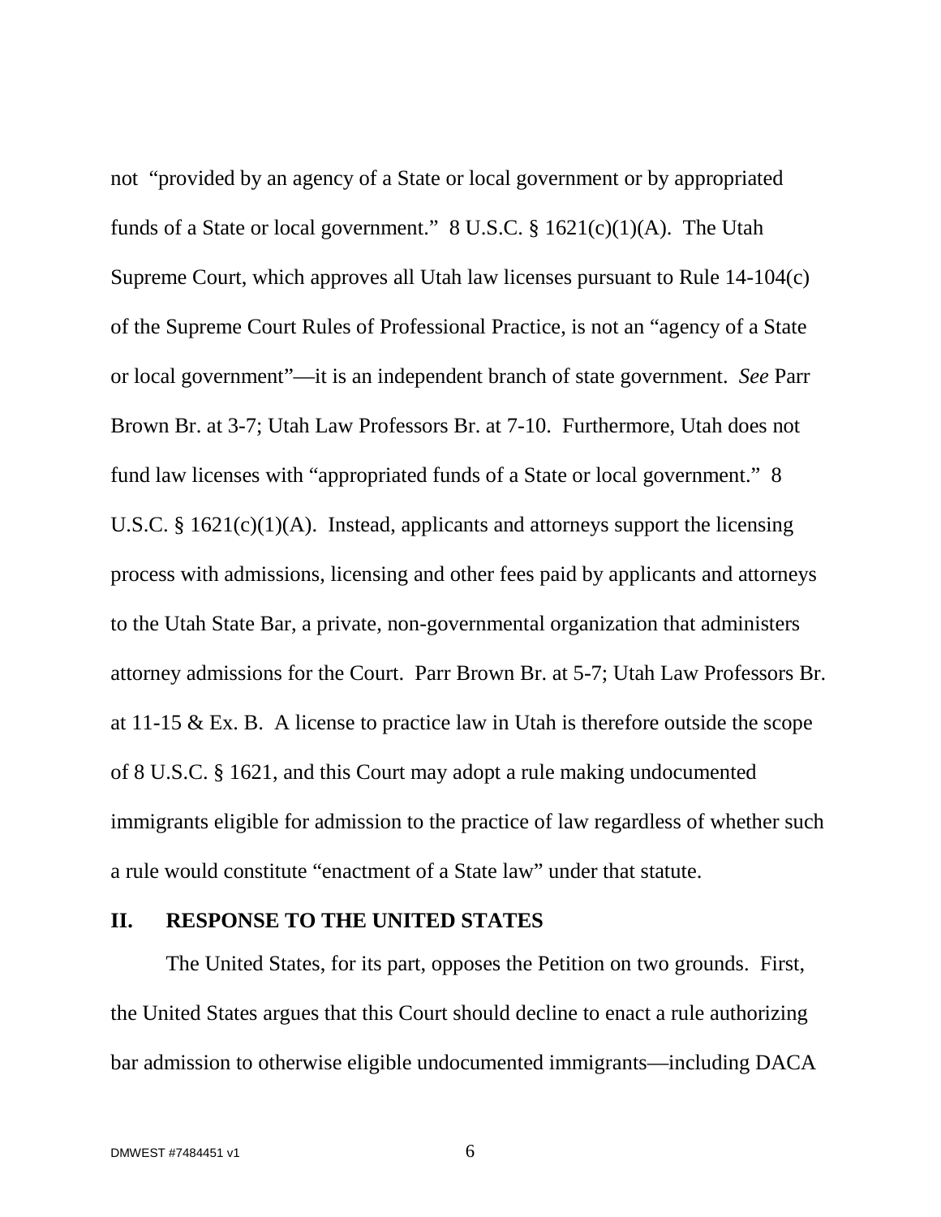not "provided by an agency of a State or local government or by appropriated funds of a State or local government." 8 U.S.C. § 1621(c)(1)(A). The Utah Supreme Court, which approves all Utah law licenses pursuant to Rule 14-104(c) of the Supreme Court Rules of Professional Practice, is not an "agency of a State or local government"—it is an independent branch of state government. *See* Parr Brown Br. at 3-7; Utah Law Professors Br. at 7-10. Furthermore, Utah does not fund law licenses with "appropriated funds of a State or local government." 8 U.S.C. § 1621(c)(1)(A). Instead, applicants and attorneys support the licensing process with admissions, licensing and other fees paid by applicants and attorneys to the Utah State Bar, a private, non-governmental organization that administers attorney admissions for the Court. Parr Brown Br. at 5-7; Utah Law Professors Br. at 11-15 & Ex. B. A license to practice law in Utah is therefore outside the scope of 8 U.S.C. § 1621, and this Court may adopt a rule making undocumented immigrants eligible for admission to the practice of law regardless of whether such a rule would constitute "enactment of a State law" under that statute.

## II. RESPONSE TO THE UNITED STATES

The United States, for its part, opposes the Petition on two grounds. First, the United States argues that this Court should decline to enact a rule authorizing bar admission to otherwise eligible undocumented immigrants—including DACA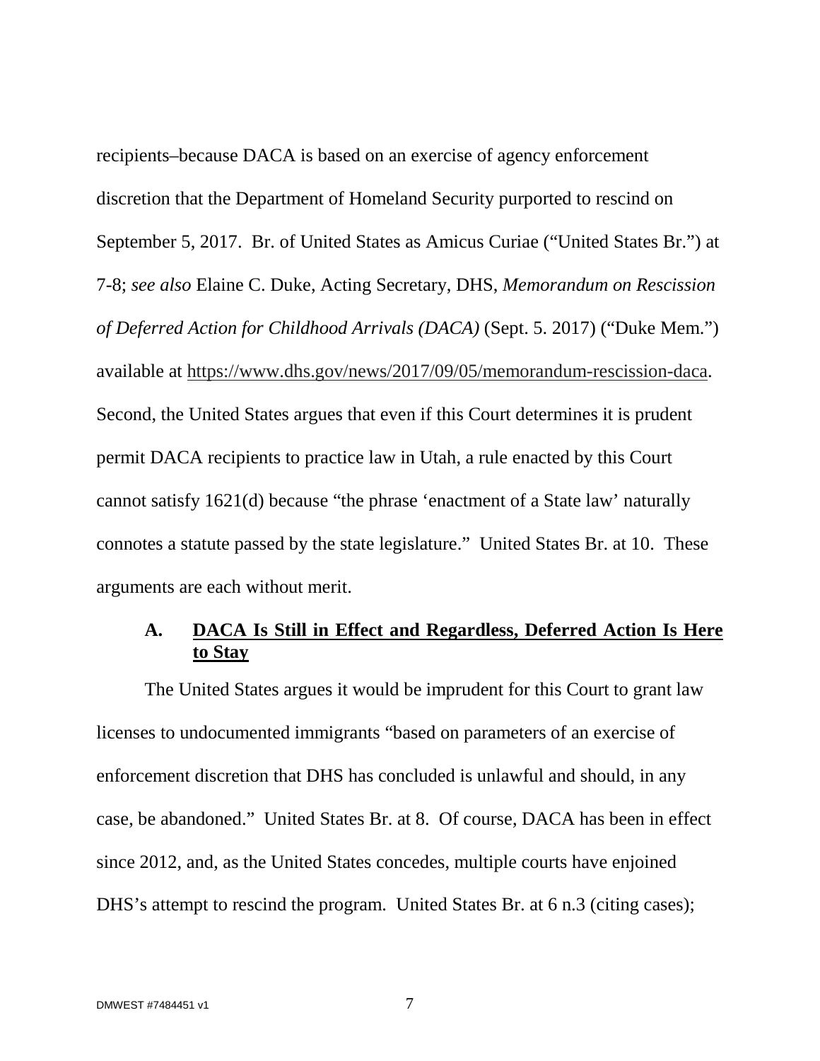recipients–because DACA is based on an exercise of agency enforcement discretion that the Department of Homeland Security purported to rescind on September 5, 2017. Br. of United States as Amicus Curiae ("United States Br.") at 7-8; *see also* Elaine C. Duke, Acting Secretary, DHS, *Memorandum on Rescission of Deferred Action for Childhood Arrivals (DACA)* (Sept. 5. 2017) ("Duke Mem.") available at https://www.dhs.gov/news/2017/09/05/memorandum-rescission-daca. Second, the United States argues that even if this Court determines it is prudent permit DACA recipients to practice law in Utah, a rule enacted by this Court cannot satisfy 1621(d) because "the phrase 'enactment of a State law' naturally connotes a statute passed by the state legislature." United States Br. at 10. These arguments are each without merit.

### A. DACA Is Still in Effect and Regardless, Deferred Action Is Here to Stay

The United States argues it would be imprudent for this Court to grant law licenses to undocumented immigrants "based on parameters of an exercise of enforcement discretion that DHS has concluded is unlawful and should, in any case, be abandoned." United States Br. at 8. Of course, DACA has been in effect since 2012, and, as the United States concedes, multiple courts have enjoined DHS's attempt to rescind the program. United States Br. at 6 n.3 (citing cases);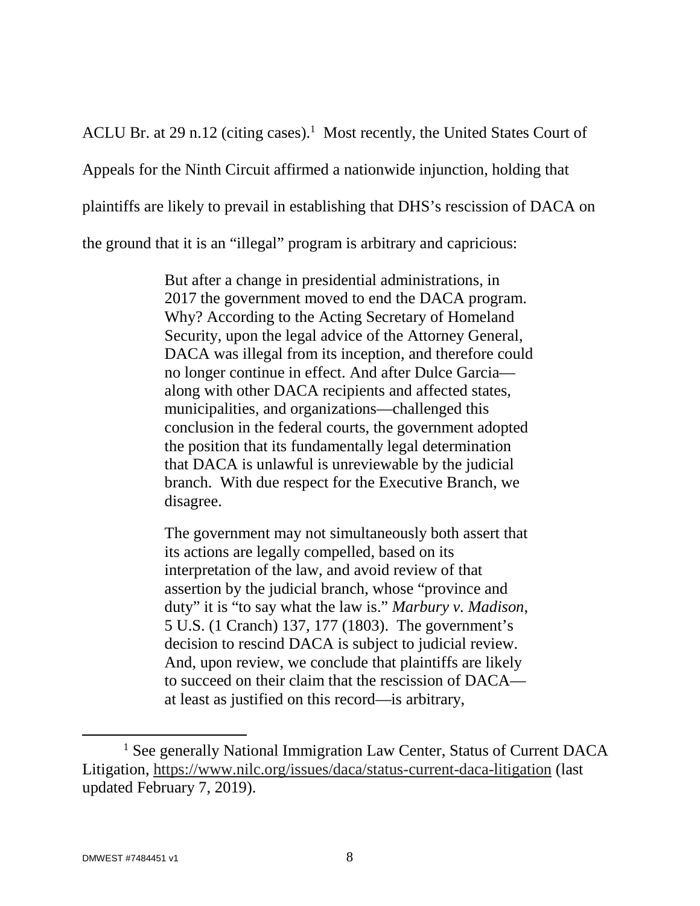ACLU Br. at 29 n.12 (citing cases).[1] Most recently, the United States Court of Appeals for the Ninth Circuit affirmed a nationwide injunction, holding that plaintiffs are likely to prevail in establishing that DHS's rescission of DACA on the ground that it is an "illegal" program is arbitrary and capricious:

> But after a change in presidential administrations, in 2017 the government moved to end the DACA program. Why? According to the Acting Secretary of Homeland Security, upon the legal advice of the Attorney General, DACA was illegal from its inception, and therefore could no longer continue in effect. And after Dulce Garcia—along with other DACA recipients and affected states, municipalities, and organizations—challenged this conclusion in the federal courts, the government adopted the position that its fundamentally legal determination that DACA is unlawful is unreviewable by the judicial branch. With due respect for the Executive Branch, we disagree.
>
> The government may not simultaneously both assert that its actions are legally compelled, based on its interpretation of the law, and avoid review of that assertion by the judicial branch, whose "province and duty" it is "to say what the law is." *Marbury v. Madison*, 5 U.S. (1 Cranch) 137, 177 (1803). The government's decision to rescind DACA is subject to judicial review. And, upon review, we conclude that plaintiffs are likely to succeed on their claim that the rescission of DACA—at least as justified on this record—is arbitrary,

[1] See generally National Immigration Law Center, Status of Current DACA Litigation, https://www.nilc.org/issues/daca/status-current-daca-litigation (last updated February 7, 2019).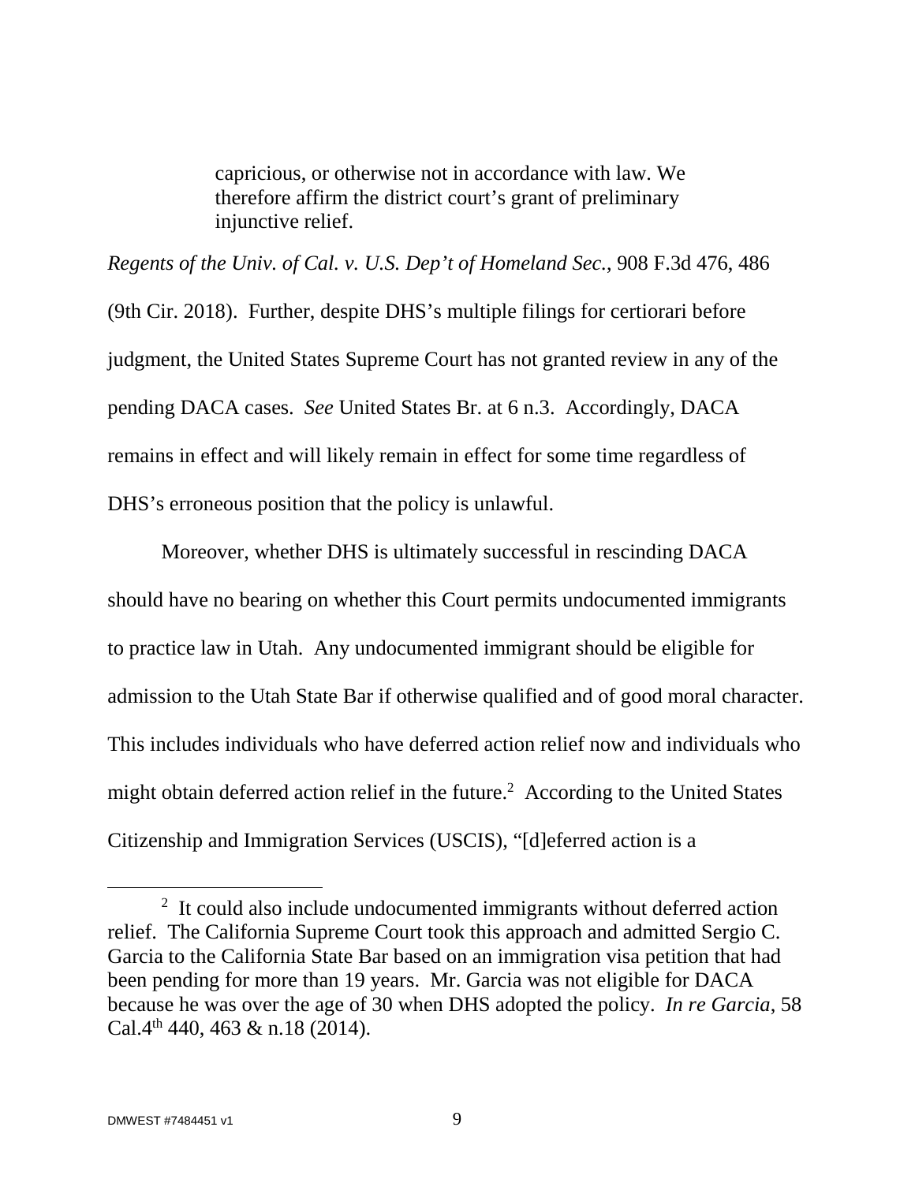> capricious, or otherwise not in accordance with law. We therefore affirm the district court's grant of preliminary injunctive relief.

*Regents of the Univ. of Cal. v. U.S. Dep't of Homeland Sec.*, 908 F.3d 476, 486 (9th Cir. 2018). Further, despite DHS's multiple filings for certiorari before judgment, the United States Supreme Court has not granted review in any of the pending DACA cases. *See* United States Br. at 6 n.3. Accordingly, DACA remains in effect and will likely remain in effect for some time regardless of DHS's erroneous position that the policy is unlawful.

Moreover, whether DHS is ultimately successful in rescinding DACA should have no bearing on whether this Court permits undocumented immigrants to practice law in Utah. Any undocumented immigrant should be eligible for admission to the Utah State Bar if otherwise qualified and of good moral character. This includes individuals who have deferred action relief now and individuals who might obtain deferred action relief in the future.[2] According to the United States Citizenship and Immigration Services (USCIS), "[d]eferred action is a

---

[2] It could also include undocumented immigrants without deferred action relief. The California Supreme Court took this approach and admitted Sergio C. Garcia to the California State Bar based on an immigration visa petition that had been pending for more than 19 years. Mr. Garcia was not eligible for DACA because he was over the age of 30 when DHS adopted the policy. *In re Garcia*, 58 Cal.4th 440, 463 & n.18 (2014).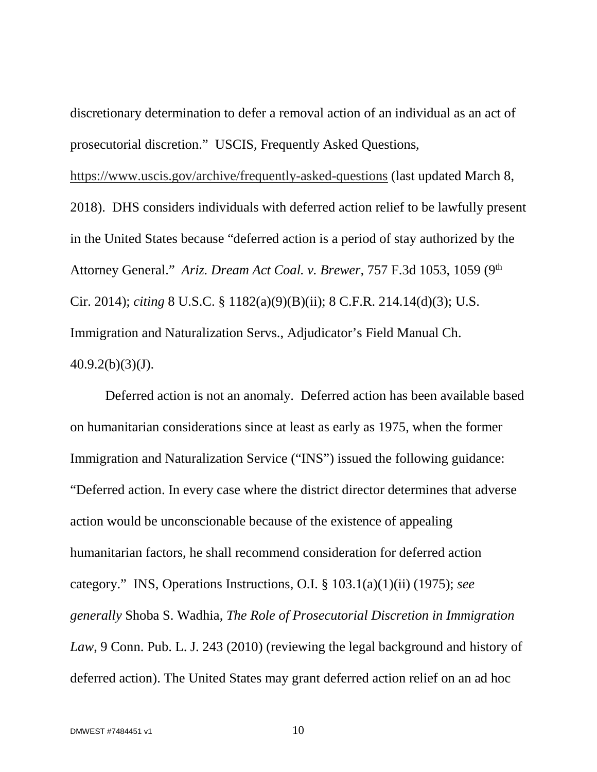discretionary determination to defer a removal action of an individual as an act of prosecutorial discretion." USCIS, Frequently Asked Questions, https://www.uscis.gov/archive/frequently-asked-questions (last updated March 8, 2018). DHS considers individuals with deferred action relief to be lawfully present in the United States because "deferred action is a period of stay authorized by the Attorney General." *Ariz. Dream Act Coal. v. Brewer,* 757 F.3d 1053, 1059 (9th Cir. 2014); *citing* 8 U.S.C. § 1182(a)(9)(B)(ii); 8 C.F.R. 214.14(d)(3); U.S. Immigration and Naturalization Servs., Adjudicator's Field Manual Ch. 40.9.2(b)(3)(J).

Deferred action is not an anomaly. Deferred action has been available based on humanitarian considerations since at least as early as 1975, when the former Immigration and Naturalization Service ("INS") issued the following guidance: "Deferred action. In every case where the district director determines that adverse action would be unconscionable because of the existence of appealing humanitarian factors, he shall recommend consideration for deferred action category." INS, Operations Instructions, O.I. § 103.1(a)(1)(ii) (1975); *see generally* Shoba S. Wadhia, *The Role of Prosecutorial Discretion in Immigration Law*, 9 Conn. Pub. L. J. 243 (2010) (reviewing the legal background and history of deferred action). The United States may grant deferred action relief on an ad hoc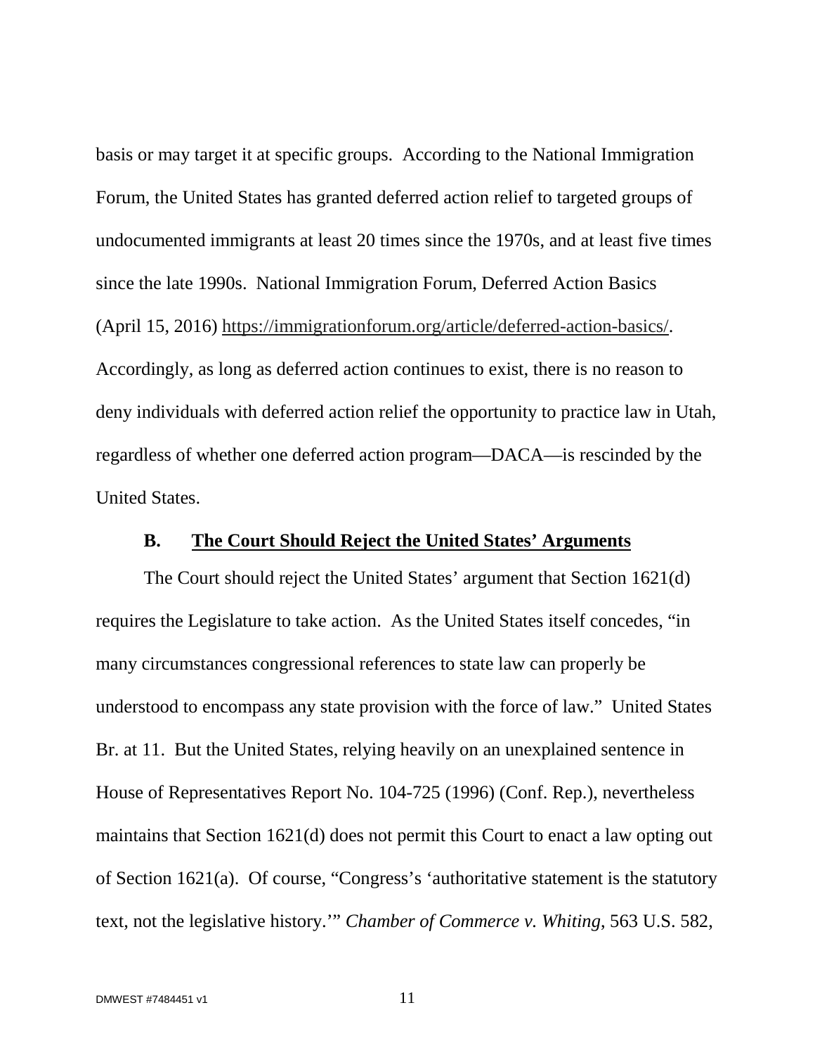basis or may target it at specific groups. According to the National Immigration Forum, the United States has granted deferred action relief to targeted groups of undocumented immigrants at least 20 times since the 1970s, and at least five times since the late 1990s. National Immigration Forum, Deferred Action Basics (April 15, 2016) https://immigrationforum.org/article/deferred-action-basics/. Accordingly, as long as deferred action continues to exist, there is no reason to deny individuals with deferred action relief the opportunity to practice law in Utah, regardless of whether one deferred action program—DACA—is rescinded by the United States.

### B. The Court Should Reject the United States' Arguments

The Court should reject the United States' argument that Section 1621(d) requires the Legislature to take action. As the United States itself concedes, "in many circumstances congressional references to state law can properly be understood to encompass any state provision with the force of law." United States Br. at 11. But the United States, relying heavily on an unexplained sentence in House of Representatives Report No. 104-725 (1996) (Conf. Rep.), nevertheless maintains that Section 1621(d) does not permit this Court to enact a law opting out of Section 1621(a). Of course, "Congress's 'authoritative statement is the statutory text, not the legislative history.'" *Chamber of Commerce v. Whiting*, 563 U.S. 582,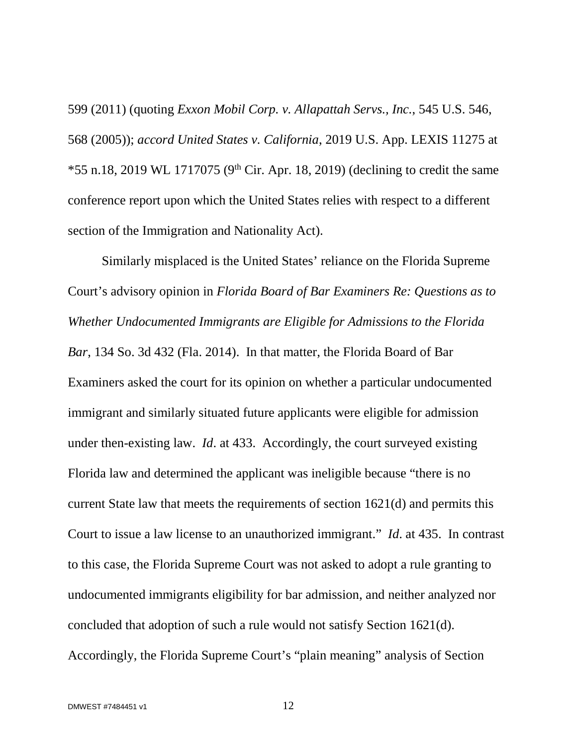599 (2011) (quoting *Exxon Mobil Corp. v. Allapattah Servs., Inc.*, 545 U.S. 546, 568 (2005)); *accord United States v. California*, 2019 U.S. App. LEXIS 11275 at *55 n.18, 2019 WL 1717075 (9th Cir. Apr. 18, 2019) (declining to credit the same conference report upon which the United States relies with respect to a different section of the Immigration and Nationality Act).

Similarly misplaced is the United States' reliance on the Florida Supreme Court's advisory opinion in *Florida Board of Bar Examiners Re: Questions as to Whether Undocumented Immigrants are Eligible for Admissions to the Florida Bar*, 134 So. 3d 432 (Fla. 2014). In that matter, the Florida Board of Bar Examiners asked the court for its opinion on whether a particular undocumented immigrant and similarly situated future applicants were eligible for admission under then-existing law. *Id*. at 433. Accordingly, the court surveyed existing Florida law and determined the applicant was ineligible because "there is no current State law that meets the requirements of section 1621(d) and permits this Court to issue a law license to an unauthorized immigrant." *Id*. at 435. In contrast to this case, the Florida Supreme Court was not asked to adopt a rule granting to undocumented immigrants eligibility for bar admission, and neither analyzed nor concluded that adoption of such a rule would not satisfy Section 1621(d). Accordingly, the Florida Supreme Court's "plain meaning" analysis of Section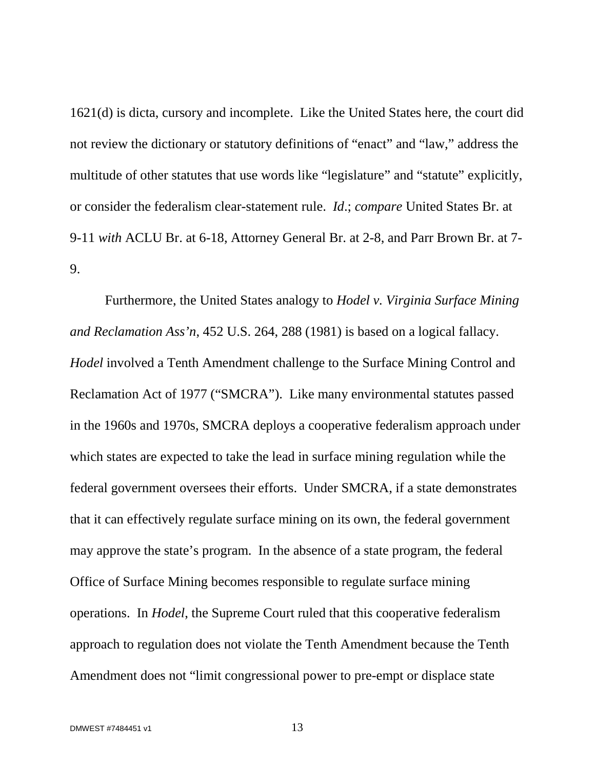1621(d) is dicta, cursory and incomplete. Like the United States here, the court did not review the dictionary or statutory definitions of "enact" and "law," address the multitude of other statutes that use words like "legislature" and "statute" explicitly, or consider the federalism clear-statement rule. *Id*.; *compare* United States Br. at 9-11 *with* ACLU Br. at 6-18, Attorney General Br. at 2-8, and Parr Brown Br. at 7-9.

Furthermore, the United States analogy to *Hodel v. Virginia Surface Mining and Reclamation Ass'n*, 452 U.S. 264, 288 (1981) is based on a logical fallacy. *Hodel* involved a Tenth Amendment challenge to the Surface Mining Control and Reclamation Act of 1977 ("SMCRA"). Like many environmental statutes passed in the 1960s and 1970s, SMCRA deploys a cooperative federalism approach under which states are expected to take the lead in surface mining regulation while the federal government oversees their efforts. Under SMCRA, if a state demonstrates that it can effectively regulate surface mining on its own, the federal government may approve the state's program. In the absence of a state program, the federal Office of Surface Mining becomes responsible to regulate surface mining operations. In *Hodel*, the Supreme Court ruled that this cooperative federalism approach to regulation does not violate the Tenth Amendment because the Tenth Amendment does not "limit congressional power to pre-empt or displace state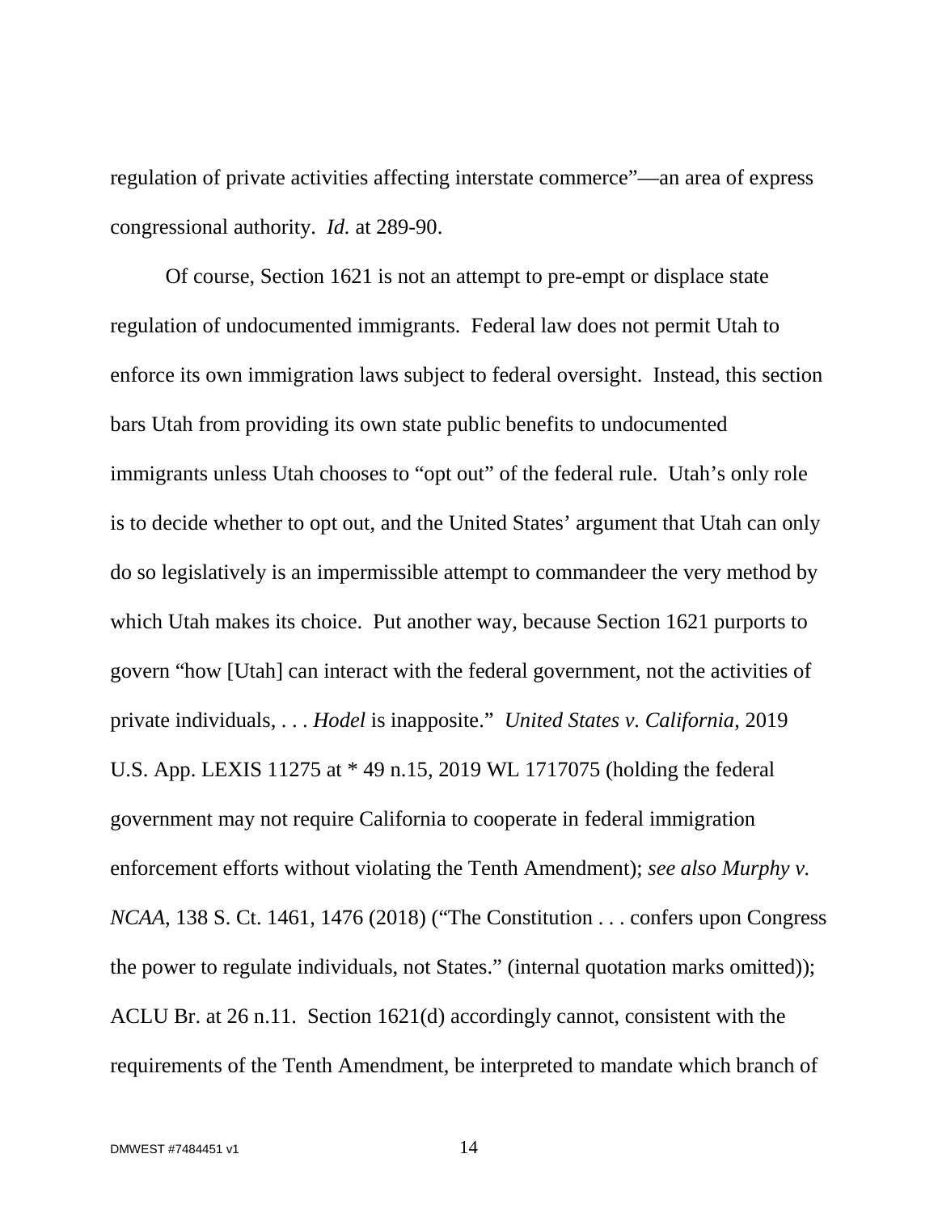regulation of private activities affecting interstate commerce"—an area of express congressional authority. *Id.* at 289-90.

Of course, Section 1621 is not an attempt to pre-empt or displace state regulation of undocumented immigrants. Federal law does not permit Utah to enforce its own immigration laws subject to federal oversight. Instead, this section bars Utah from providing its own state public benefits to undocumented immigrants unless Utah chooses to "opt out" of the federal rule. Utah's only role is to decide whether to opt out, and the United States' argument that Utah can only do so legislatively is an impermissible attempt to commandeer the very method by which Utah makes its choice. Put another way, because Section 1621 purports to govern "how [Utah] can interact with the federal government, not the activities of private individuals, . . . *Hodel* is inapposite." *United States v. California*, 2019 U.S. App. LEXIS 11275 at * 49 n.15, 2019 WL 1717075 (holding the federal government may not require California to cooperate in federal immigration enforcement efforts without violating the Tenth Amendment); *see also Murphy v. NCAA*, 138 S. Ct. 1461, 1476 (2018) ("The Constitution . . . confers upon Congress the power to regulate individuals, not States." (internal quotation marks omitted)); ACLU Br. at 26 n.11. Section 1621(d) accordingly cannot, consistent with the requirements of the Tenth Amendment, be interpreted to mandate which branch of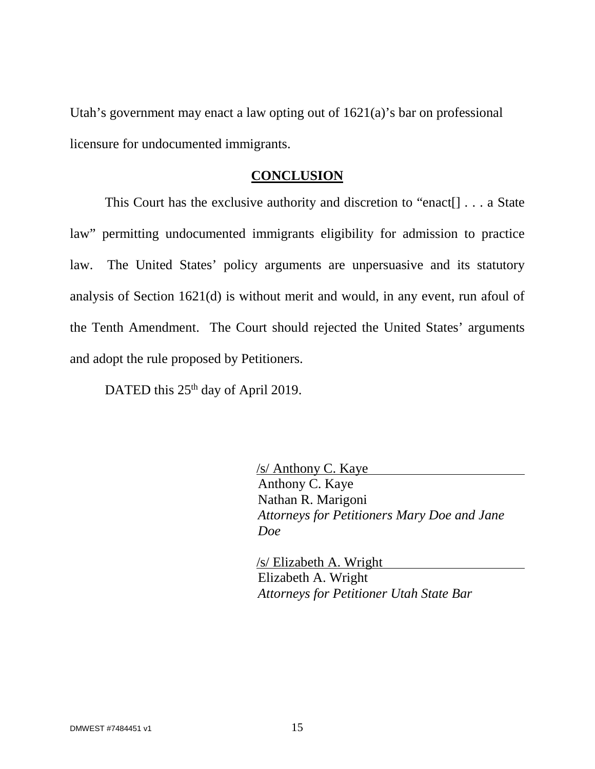Utah's government may enact a law opting out of 1621(a)'s bar on professional licensure for undocumented immigrants.

## CONCLUSION

This Court has the exclusive authority and discretion to "enact[] . . . a State law" permitting undocumented immigrants eligibility for admission to practice law. The United States' policy arguments are unpersuasive and its statutory analysis of Section 1621(d) is without merit and would, in any event, run afoul of the Tenth Amendment. The Court should rejected the United States' arguments and adopt the rule proposed by Petitioners.

DATED this 25th day of April 2019.

/s/ Anthony C. Kaye
Anthony C. Kaye
Nathan R. Marigoni
*Attorneys for Petitioners Mary Doe and Jane Doe*

/s/ Elizabeth A. Wright
Elizabeth A. Wright
*Attorneys for Petitioner Utah State Bar*

DMWEST #7484451 v1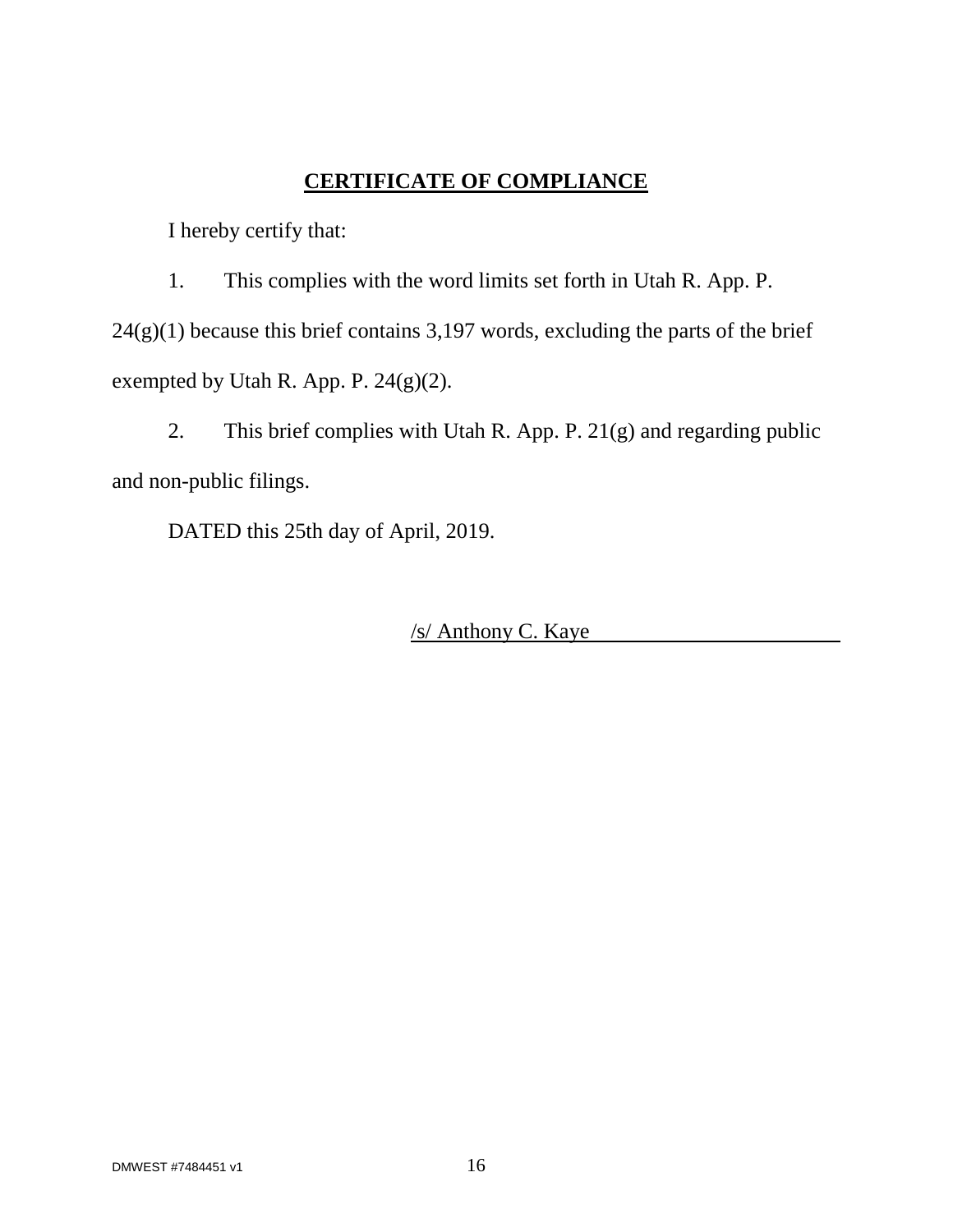## CERTIFICATE OF COMPLIANCE

I hereby certify that:

1. This complies with the word limits set forth in Utah R. App. P. 24(g)(1) because this brief contains 3,197 words, excluding the parts of the brief exempted by Utah R. App. P. 24(g)(2).

2. This brief complies with Utah R. App. P. 21(g) and regarding public and non-public filings.

DATED this 25th day of April, 2019.

/s/ Anthony C. Kaye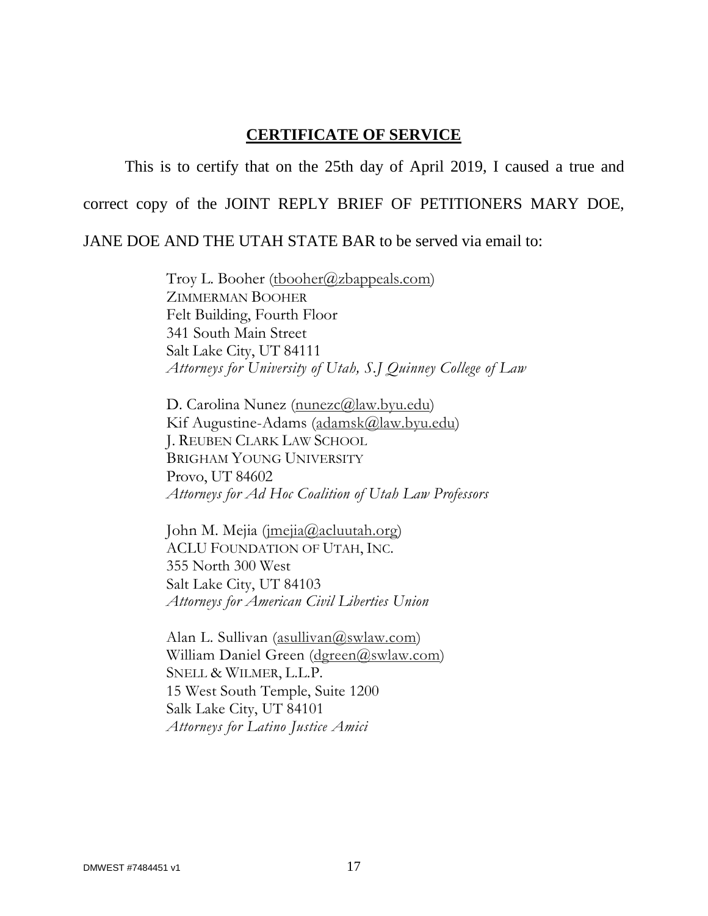## **CERTIFICATE OF SERVICE**

This is to certify that on the 25th day of April 2019, I caused a true and correct copy of the JOINT REPLY BRIEF OF PETITIONERS MARY DOE, JANE DOE AND THE UTAH STATE BAR to be served via email to:

> Troy L. Booher (tbooher@zbappeals.com)
> ZIMMERMAN BOOHER
> Felt Building, Fourth Floor
> 341 South Main Street
> Salt Lake City, UT 84111
> *Attorneys for University of Utah, S.J Quinney College of Law*
>
> D. Carolina Nunez (nunezc@law.byu.edu)
> Kif Augustine-Adams (adamsk@law.byu.edu)
> J. REUBEN CLARK LAW SCHOOL
> BRIGHAM YOUNG UNIVERSITY
> Provo, UT 84602
> *Attorneys for Ad Hoc Coalition of Utah Law Professors*
>
> John M. Mejia (jmejia@acluutah.org)
> ACLU FOUNDATION OF UTAH, INC.
> 355 North 300 West
> Salt Lake City, UT 84103
> *Attorneys for American Civil Liberties Union*
>
> Alan L. Sullivan (asullivan@swlaw.com)
> William Daniel Green (dgreen@swlaw.com)
> SNELL & WILMER, L.L.P.
> 15 West South Temple, Suite 1200
> Salk Lake City, UT 84101
> *Attorneys for Latino Justice Amici*

DMWEST #7484451 v1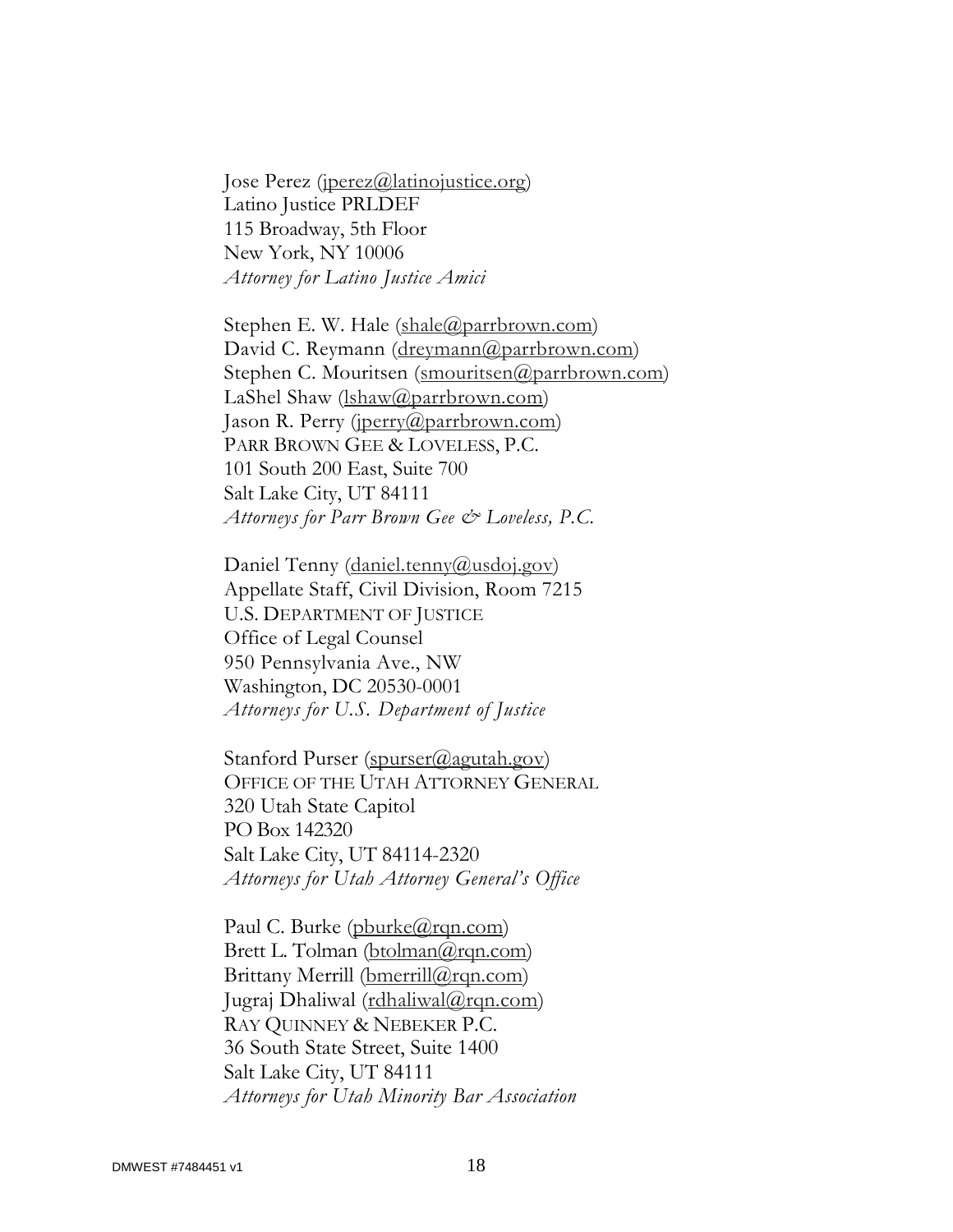Jose Perez (jperez@latinojustice.org)
Latino Justice PRLDEF
115 Broadway, 5th Floor
New York, NY 10006
*Attorney for Latino Justice Amici*

Stephen E. W. Hale (shale@parrbrown.com)
David C. Reymann (dreymann@parrbrown.com)
Stephen C. Mouritsen (smouritsen@parrbrown.com)
LaShel Shaw (lshaw@parrbrown.com)
Jason R. Perry (jperry@parrbrown.com)
PARR BROWN GEE & LOVELESS, P.C.
101 South 200 East, Suite 700
Salt Lake City, UT 84111
*Attorneys for Parr Brown Gee & Loveless, P.C.*

Daniel Tenny (daniel.tenny@usdoj.gov)
Appellate Staff, Civil Division, Room 7215
U.S. DEPARTMENT OF JUSTICE
Office of Legal Counsel
950 Pennsylvania Ave., NW
Washington, DC 20530-0001
*Attorneys for U.S. Department of Justice*

Stanford Purser (spurser@agutah.gov)
OFFICE OF THE UTAH ATTORNEY GENERAL
320 Utah State Capitol
PO Box 142320
Salt Lake City, UT 84114-2320
*Attorneys for Utah Attorney General's Office*

Paul C. Burke (pburke@rqn.com)
Brett L. Tolman (btolman@rqn.com)
Brittany Merrill (bmerrill@rqn.com)
Jugraj Dhaliwal (rdhaliwal@rqn.com)
RAY QUINNEY & NEBEKER P.C.
36 South State Street, Suite 1400
Salt Lake City, UT 84111
*Attorneys for Utah Minority Bar Association*

DMWEST #7484451 v1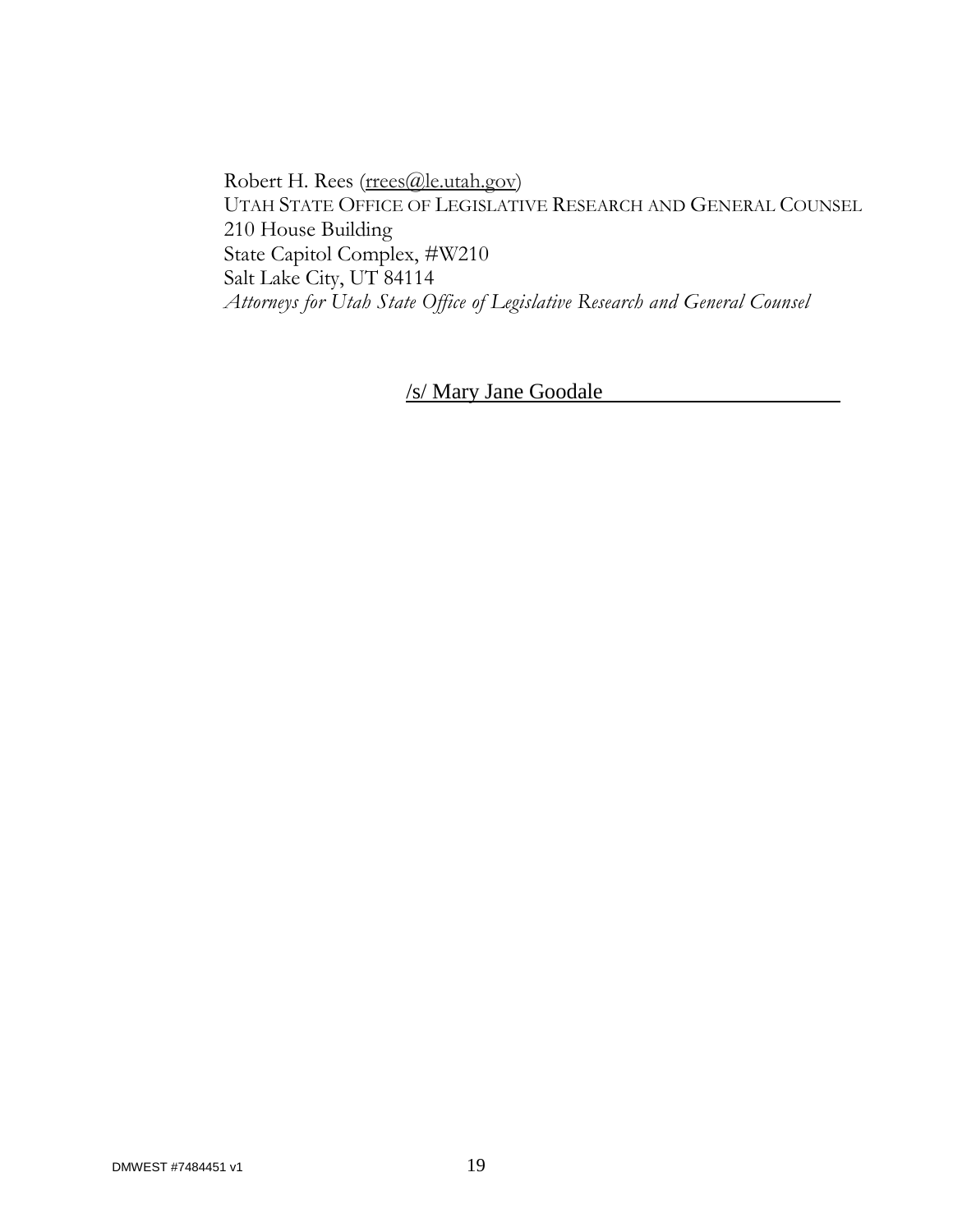Robert H. Rees (rrees@le.utah.gov)
UTAH STATE OFFICE OF LEGISLATIVE RESEARCH AND GENERAL COUNSEL
210 House Building
State Capitol Complex, #W210
Salt Lake City, UT 84114
*Attorneys for Utah State Office of Legislative Research and General Counsel*

/s/ Mary Jane Goodale

DMWEST #7484451 v1